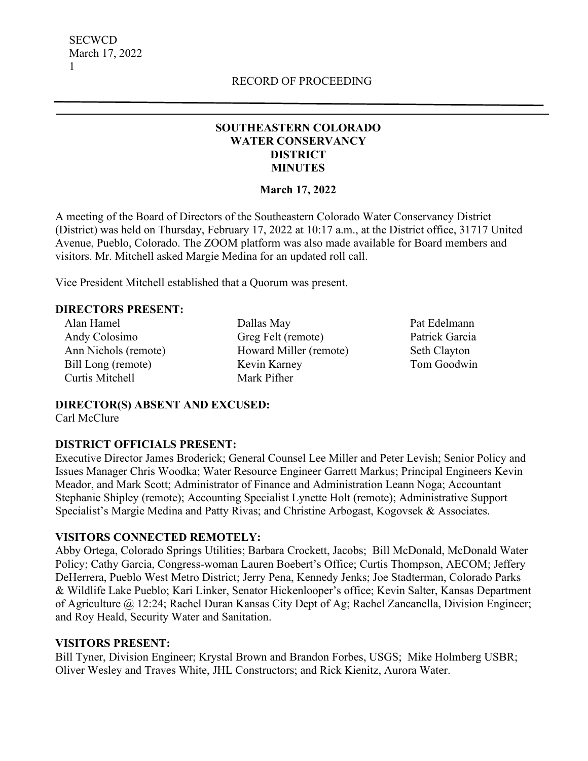RECORD OF PROCEEDING

# SOUTHEASTERN COLORADO WATER CONSERVANCY DISTRICT MINUTES

**March 17, 2022**

A meeting of the Board of Directors of the Southeastern Colorado Water Conservancy District (District) was held on Thursday, February 17, 2022 at 10:17 a.m., at the District office, 31717 United Avenue, Pueblo, Colorado. The ZOOM platform was also made available for Board members and visitors. Mr. Mitchell asked Margie Medina for an updated roll call.

Vice President Mitchell established that a Quorum was present.

**DIRECTORS PRESENT:**

Alan Hamel
Andy Colosimo
Ann Nichols (remote)
Bill Long (remote)
Curtis Mitchell
Dallas May
Greg Felt (remote)
Howard Miller (remote)
Kevin Karney
Mark Pifher
Pat Edelmann
Patrick Garcia
Seth Clayton
Tom Goodwin

**DIRECTOR(S) ABSENT AND EXCUSED:**
Carl McClure

**DISTRICT OFFICIALS PRESENT:**
Executive Director James Broderick; General Counsel Lee Miller and Peter Levish; Senior Policy and Issues Manager Chris Woodka; Water Resource Engineer Garrett Markus; Principal Engineers Kevin Meador, and Mark Scott; Administrator of Finance and Administration Leann Noga; Accountant Stephanie Shipley (remote); Accounting Specialist Lynette Holt (remote); Administrative Support Specialist's Margie Medina and Patty Rivas; and Christine Arbogast, Kogovsek & Associates.

**VISITORS CONNECTED REMOTELY:**
Abby Ortega, Colorado Springs Utilities; Barbara Crockett, Jacobs; Bill McDonald, McDonald Water Policy; Cathy Garcia, Congress-woman Lauren Boebert's Office; Curtis Thompson, AECOM; Jeffery DeHerrera, Pueblo West Metro District; Jerry Pena, Kennedy Jenks; Joe Stadterman, Colorado Parks & Wildlife Lake Pueblo; Kari Linker, Senator Hickenlooper's office; Kevin Salter, Kansas Department of Agriculture @ 12:24; Rachel Duran Kansas City Dept of Ag; Rachel Zancanella, Division Engineer; and Roy Heald, Security Water and Sanitation.

**VISITORS PRESENT:**
Bill Tyner, Division Engineer; Krystal Brown and Brandon Forbes, USGS; Mike Holmberg USBR; Oliver Wesley and Traves White, JHL Constructors; and Rick Kienitz, Aurora Water.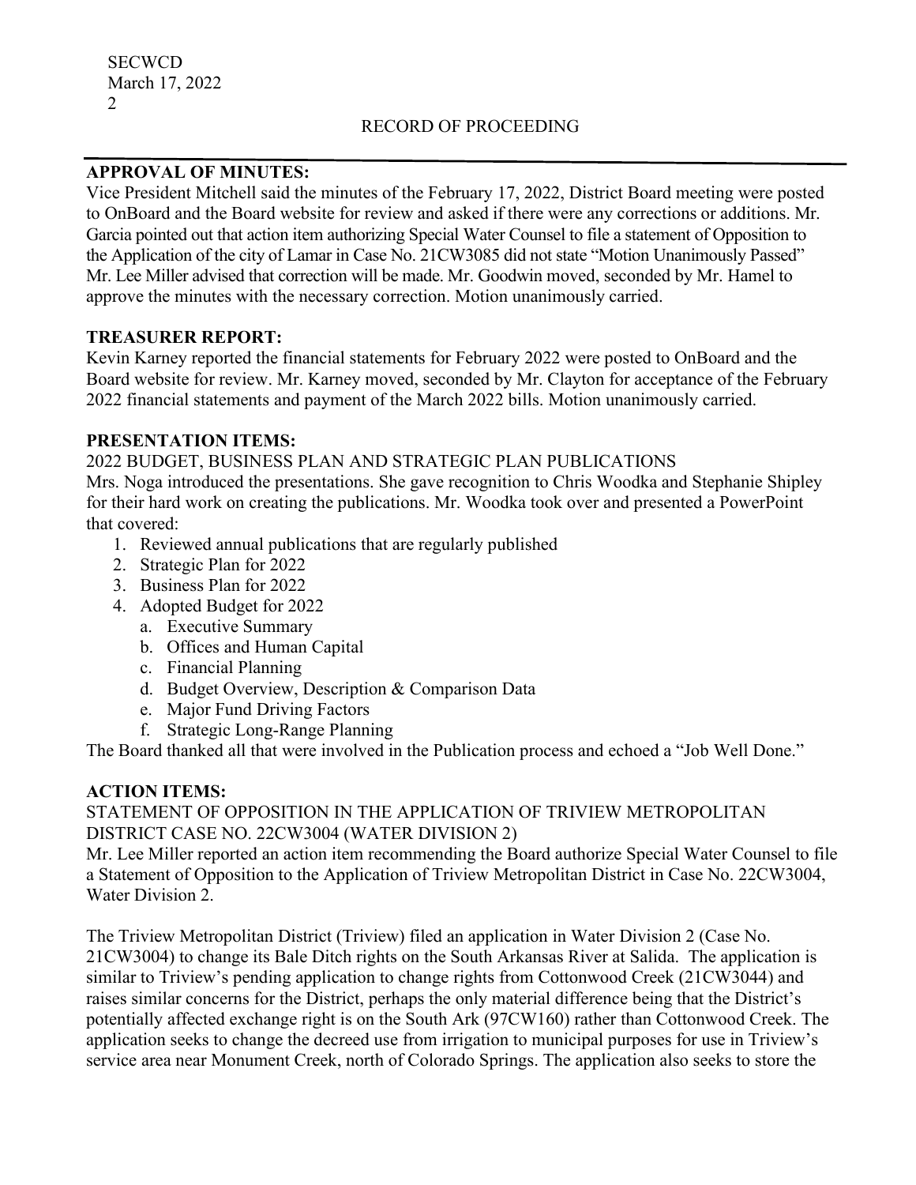## APPROVAL OF MINUTES:

Vice President Mitchell said the minutes of the February 17, 2022, District Board meeting were posted to OnBoard and the Board website for review and asked if there were any corrections or additions. Mr. Garcia pointed out that action item authorizing Special Water Counsel to file a statement of Opposition to the Application of the city of Lamar in Case No. 21CW3085 did not state "Motion Unanimously Passed" Mr. Lee Miller advised that correction will be made. Mr. Goodwin moved, seconded by Mr. Hamel to approve the minutes with the necessary correction. Motion unanimously carried.

## TREASURER REPORT:

Kevin Karney reported the financial statements for February 2022 were posted to OnBoard and the Board website for review. Mr. Karney moved, seconded by Mr. Clayton for acceptance of the February 2022 financial statements and payment of the March 2022 bills. Motion unanimously carried.

## PRESENTATION ITEMS:

2022 BUDGET, BUSINESS PLAN AND STRATEGIC PLAN PUBLICATIONS

Mrs. Noga introduced the presentations. She gave recognition to Chris Woodka and Stephanie Shipley for their hard work on creating the publications. Mr. Woodka took over and presented a PowerPoint that covered:

1. Reviewed annual publications that are regularly published
2. Strategic Plan for 2022
3. Business Plan for 2022
4. Adopted Budget for 2022
    a. Executive Summary
    b. Offices and Human Capital
    c. Financial Planning
    d. Budget Overview, Description & Comparison Data
    e. Major Fund Driving Factors
    f. Strategic Long-Range Planning

The Board thanked all that were involved in the Publication process and echoed a "Job Well Done."

## ACTION ITEMS:

STATEMENT OF OPPOSITION IN THE APPLICATION OF TRIVIEW METROPOLITAN DISTRICT CASE NO. 22CW3004 (WATER DIVISION 2)

Mr. Lee Miller reported an action item recommending the Board authorize Special Water Counsel to file a Statement of Opposition to the Application of Triview Metropolitan District in Case No. 22CW3004, Water Division 2.

The Triview Metropolitan District (Triview) filed an application in Water Division 2 (Case No. 21CW3004) to change its Bale Ditch rights on the South Arkansas River at Salida. The application is similar to Triview's pending application to change rights from Cottonwood Creek (21CW3044) and raises similar concerns for the District, perhaps the only material difference being that the District's potentially affected exchange right is on the South Ark (97CW160) rather than Cottonwood Creek. The application seeks to change the decreed use from irrigation to municipal purposes for use in Triview's service area near Monument Creek, north of Colorado Springs. The application also seeks to store the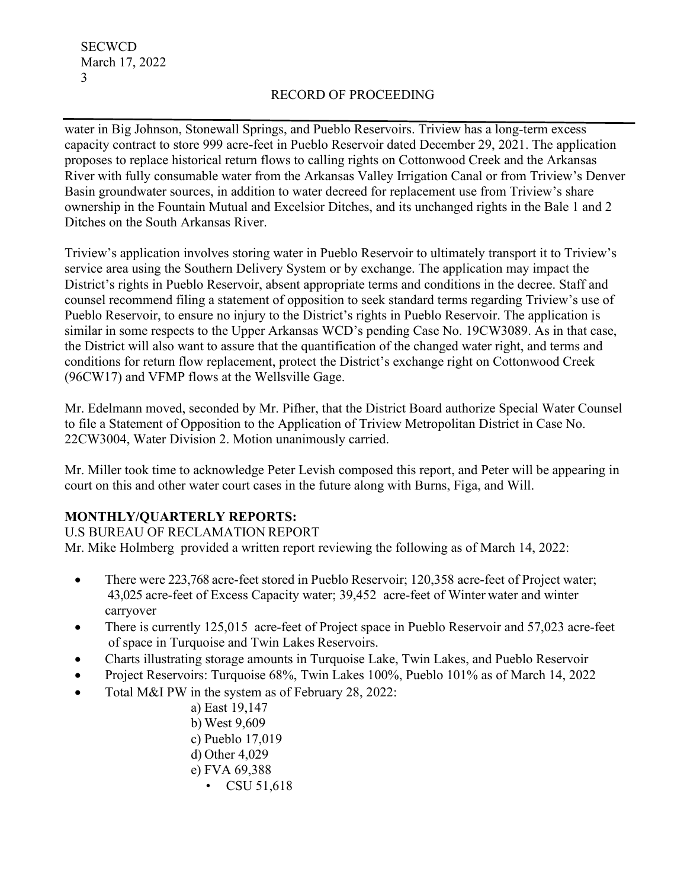water in Big Johnson, Stonewall Springs, and Pueblo Reservoirs. Triview has a long-term excess capacity contract to store 999 acre-feet in Pueblo Reservoir dated December 29, 2021. The application proposes to replace historical return flows to calling rights on Cottonwood Creek and the Arkansas River with fully consumable water from the Arkansas Valley Irrigation Canal or from Triview's Denver Basin groundwater sources, in addition to water decreed for replacement use from Triview's share ownership in the Fountain Mutual and Excelsior Ditches, and its unchanged rights in the Bale 1 and 2 Ditches on the South Arkansas River.

Triview's application involves storing water in Pueblo Reservoir to ultimately transport it to Triview's service area using the Southern Delivery System or by exchange. The application may impact the District's rights in Pueblo Reservoir, absent appropriate terms and conditions in the decree. Staff and counsel recommend filing a statement of opposition to seek standard terms regarding Triview's use of Pueblo Reservoir, to ensure no injury to the District's rights in Pueblo Reservoir. The application is similar in some respects to the Upper Arkansas WCD's pending Case No. 19CW3089. As in that case, the District will also want to assure that the quantification of the changed water right, and terms and conditions for return flow replacement, protect the District's exchange right on Cottonwood Creek (96CW17) and VFMP flows at the Wellsville Gage.

Mr. Edelmann moved, seconded by Mr. Pifher, that the District Board authorize Special Water Counsel to file a Statement of Opposition to the Application of Triview Metropolitan District in Case No. 22CW3004, Water Division 2. Motion unanimously carried.

Mr. Miller took time to acknowledge Peter Levish composed this report, and Peter will be appearing in court on this and other water court cases in the future along with Burns, Figa, and Will.

**MONTHLY/QUARTERLY REPORTS:**

U.S BUREAU OF RECLAMATION REPORT

Mr. Mike Holmberg provided a written report reviewing the following as of March 14, 2022:

- There were 223,768 acre-feet stored in Pueblo Reservoir; 120,358 acre-feet of Project water; 43,025 acre-feet of Excess Capacity water; 39,452 acre-feet of Winter water and winter carryover
- There is currently 125,015 acre-feet of Project space in Pueblo Reservoir and 57,023 acre-feet of space in Turquoise and Twin Lakes Reservoirs.
- Charts illustrating storage amounts in Turquoise Lake, Twin Lakes, and Pueblo Reservoir
- Project Reservoirs: Turquoise 68%, Twin Lakes 100%, Pueblo 101% as of March 14, 2022
- Total M&I PW in the system as of February 28, 2022:
  - a) East 19,147
  - b) West 9,609
  - c) Pueblo 17,019
  - d) Other 4,029
  - e) FVA 69,388
    - CSU 51,618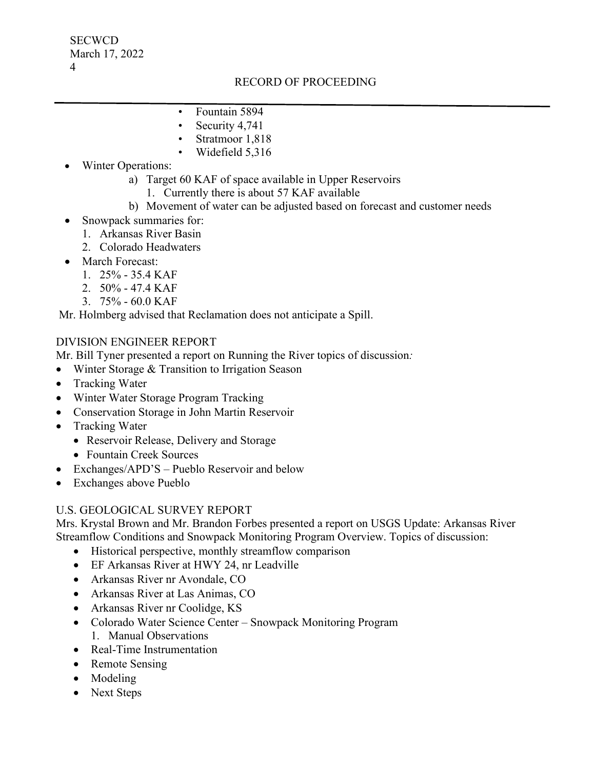- Fountain 5894
- Security 4,741
- Stratmoor 1,818
- Widefield 5,316

- Winter Operations:
  - a) Target 60 KAF of space available in Upper Reservoirs
    1. Currently there is about 57 KAF available
  - b) Movement of water can be adjusted based on forecast and customer needs
- Snowpack summaries for:
  1. Arkansas River Basin
  2. Colorado Headwaters
- March Forecast:
  1. 25% - 35.4 KAF
  2. 50% - 47.4 KAF
  3. 75% - 60.0 KAF

Mr. Holmberg advised that Reclamation does not anticipate a Spill.

DIVISION ENGINEER REPORT

Mr. Bill Tyner presented a report on Running the River topics of discussion*:*

- Winter Storage & Transition to Irrigation Season
- Tracking Water
- Winter Water Storage Program Tracking
- Conservation Storage in John Martin Reservoir
- Tracking Water
  - Reservoir Release, Delivery and Storage
  - Fountain Creek Sources
- Exchanges/APD'S – Pueblo Reservoir and below
- Exchanges above Pueblo

U.S. GEOLOGICAL SURVEY REPORT

Mrs. Krystal Brown and Mr. Brandon Forbes presented a report on USGS Update: Arkansas River Streamflow Conditions and Snowpack Monitoring Program Overview. Topics of discussion:

- Historical perspective, monthly streamflow comparison
- EF Arkansas River at HWY 24, nr Leadville
- Arkansas River nr Avondale, CO
- Arkansas River at Las Animas, CO
- Arkansas River nr Coolidge, KS
- Colorado Water Science Center – Snowpack Monitoring Program
  1. Manual Observations
- Real-Time Instrumentation
- Remote Sensing
- Modeling
- Next Steps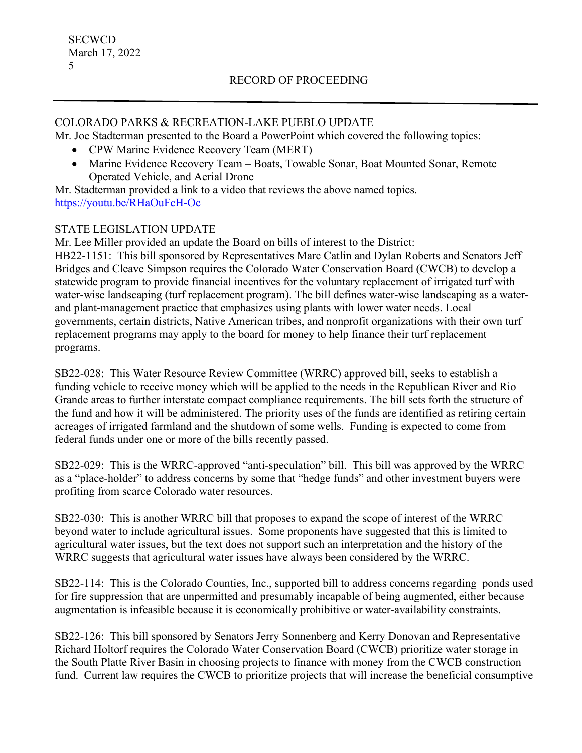## COLORADO PARKS & RECREATION-LAKE PUEBLO UPDATE

Mr. Joe Stadterman presented to the Board a PowerPoint which covered the following topics:

- CPW Marine Evidence Recovery Team (MERT)
- Marine Evidence Recovery Team – Boats, Towable Sonar, Boat Mounted Sonar, Remote Operated Vehicle, and Aerial Drone

Mr. Stadterman provided a link to a video that reviews the above named topics.
https://youtu.be/RHaOuFcH-Oc

## STATE LEGISLATION UPDATE

Mr. Lee Miller provided an update the Board on bills of interest to the District:

HB22-1151: This bill sponsored by Representatives Marc Catlin and Dylan Roberts and Senators Jeff Bridges and Cleave Simpson requires the Colorado Water Conservation Board (CWCB) to develop a statewide program to provide financial incentives for the voluntary replacement of irrigated turf with water-wise landscaping (turf replacement program). The bill defines water-wise landscaping as a water- and plant-management practice that emphasizes using plants with lower water needs. Local governments, certain districts, Native American tribes, and nonprofit organizations with their own turf replacement programs may apply to the board for money to help finance their turf replacement programs.

SB22-028: This Water Resource Review Committee (WRRC) approved bill, seeks to establish a funding vehicle to receive money which will be applied to the needs in the Republican River and Rio Grande areas to further interstate compact compliance requirements. The bill sets forth the structure of the fund and how it will be administered. The priority uses of the funds are identified as retiring certain acreages of irrigated farmland and the shutdown of some wells. Funding is expected to come from federal funds under one or more of the bills recently passed.

SB22-029: This is the WRRC-approved "anti-speculation" bill. This bill was approved by the WRRC as a "place-holder" to address concerns by some that "hedge funds" and other investment buyers were profiting from scarce Colorado water resources.

SB22-030: This is another WRRC bill that proposes to expand the scope of interest of the WRRC beyond water to include agricultural issues. Some proponents have suggested that this is limited to agricultural water issues, but the text does not support such an interpretation and the history of the WRRC suggests that agricultural water issues have always been considered by the WRRC.

SB22-114: This is the Colorado Counties, Inc., supported bill to address concerns regarding ponds used for fire suppression that are unpermitted and presumably incapable of being augmented, either because augmentation is infeasible because it is economically prohibitive or water-availability constraints.

SB22-126: This bill sponsored by Senators Jerry Sonnenberg and Kerry Donovan and Representative Richard Holtorf requires the Colorado Water Conservation Board (CWCB) prioritize water storage in the South Platte River Basin in choosing projects to finance with money from the CWCB construction fund. Current law requires the CWCB to prioritize projects that will increase the beneficial consumptive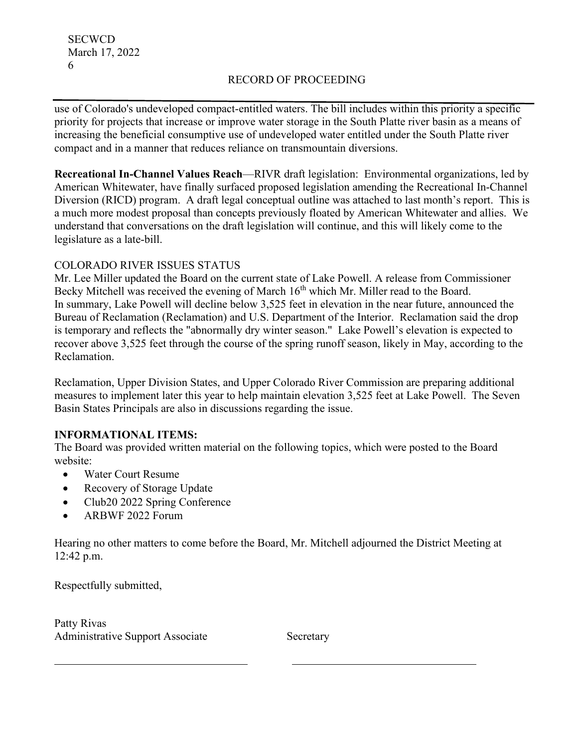use of Colorado's undeveloped compact-entitled waters. The bill includes within this priority a specific priority for projects that increase or improve water storage in the South Platte river basin as a means of increasing the beneficial consumptive use of undeveloped water entitled under the South Platte river compact and in a manner that reduces reliance on transmountain diversions.

**Recreational In-Channel Values Reach**—RIVR draft legislation: Environmental organizations, led by American Whitewater, have finally surfaced proposed legislation amending the Recreational In-Channel Diversion (RICD) program. A draft legal conceptual outline was attached to last month's report. This is a much more modest proposal than concepts previously floated by American Whitewater and allies. We understand that conversations on the draft legislation will continue, and this will likely come to the legislature as a late-bill.

COLORADO RIVER ISSUES STATUS

Mr. Lee Miller updated the Board on the current state of Lake Powell. A release from Commissioner Becky Mitchell was received the evening of March 16th which Mr. Miller read to the Board. In summary, Lake Powell will decline below 3,525 feet in elevation in the near future, announced the Bureau of Reclamation (Reclamation) and U.S. Department of the Interior. Reclamation said the drop is temporary and reflects the "abnormally dry winter season." Lake Powell's elevation is expected to recover above 3,525 feet through the course of the spring runoff season, likely in May, according to the Reclamation.

Reclamation, Upper Division States, and Upper Colorado River Commission are preparing additional measures to implement later this year to help maintain elevation 3,525 feet at Lake Powell. The Seven Basin States Principals are also in discussions regarding the issue.

**INFORMATIONAL ITEMS:**

The Board was provided written material on the following topics, which were posted to the Board website:

- Water Court Resume
- Recovery of Storage Update
- Club20 2022 Spring Conference
- ARBWF 2022 Forum

Hearing no other matters to come before the Board, Mr. Mitchell adjourned the District Meeting at 12:42 p.m.

Respectfully submitted,

Patty Rivas
Administrative Support Associate

Secretary

\_\_\_\_\_\_\_\_\_\_\_\_\_\_\_\_\_\_\_\_\_\_\_\_\_\_\_\_\_\_\_\_\_\_ \_\_\_\_\_\_\_\_\_\_\_\_\_\_\_\_\_\_\_\_\_\_\_\_\_\_\_\_\_\_\_\_\_\_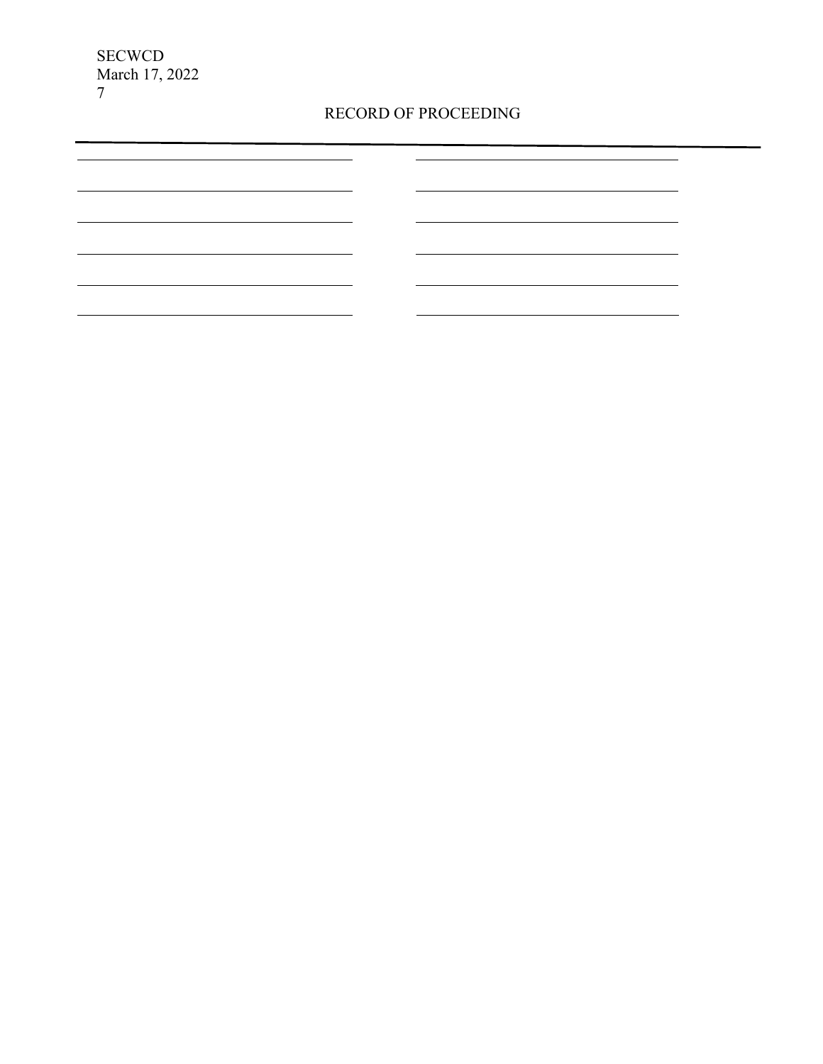RECORD OF PROCEEDING

______________________________ ______________________________

______________________________ ______________________________

______________________________ ______________________________

______________________________ ______________________________

______________________________ ______________________________

______________________________ ______________________________